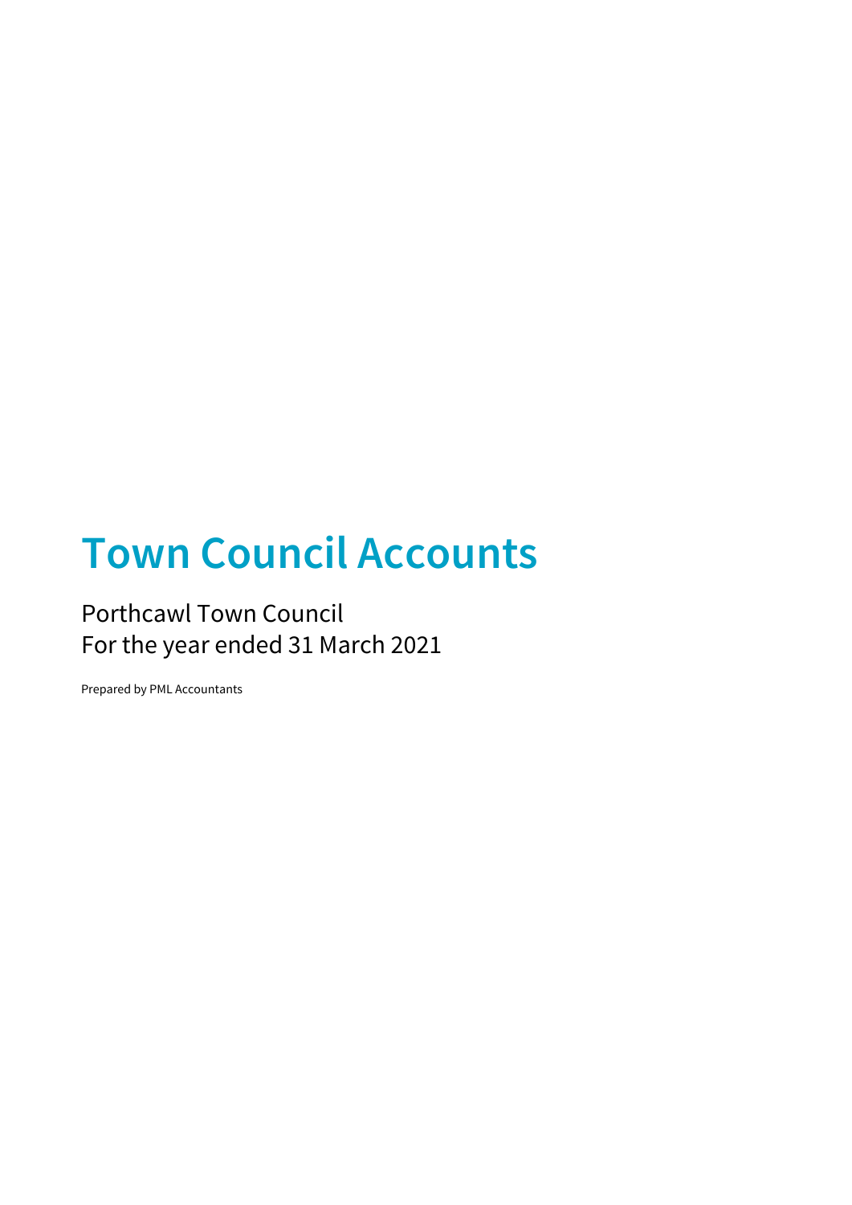# Town Council Accounts

Porthcawl Town Council
For the year ended 31 March 2021

Prepared by PML Accountants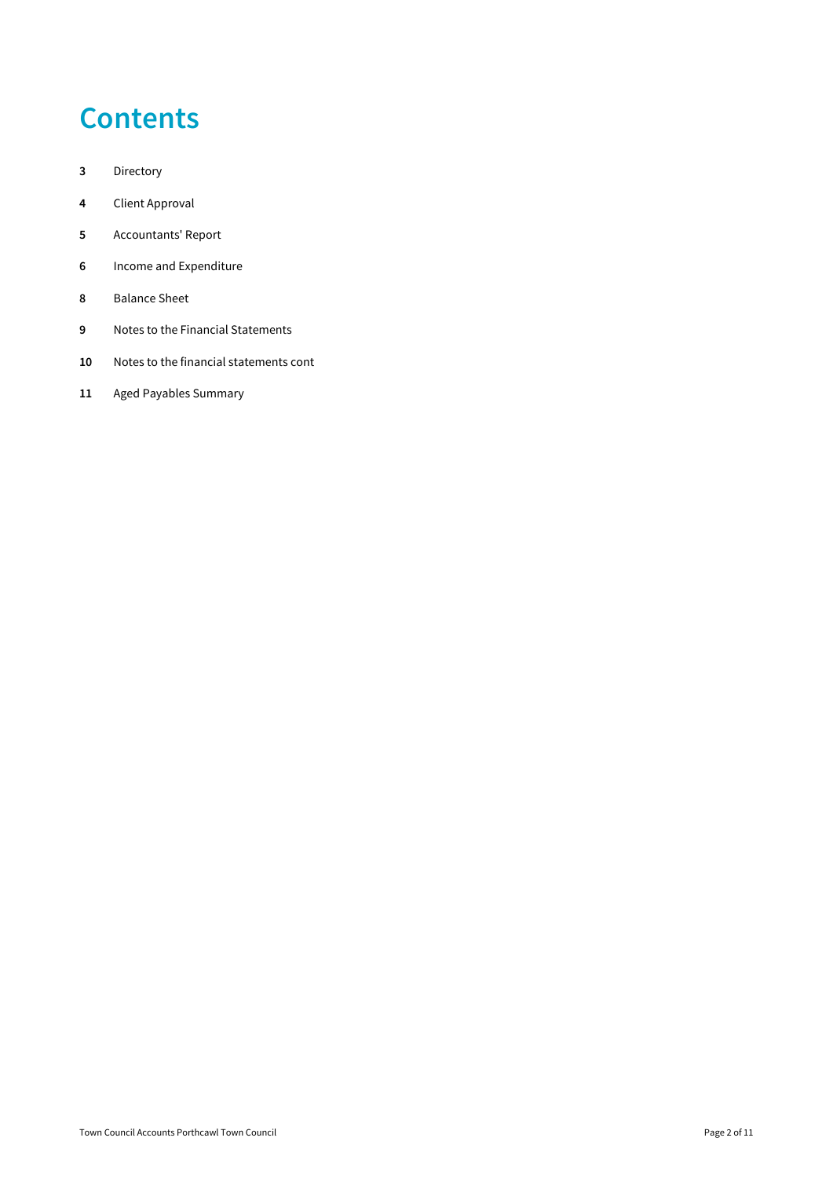# Contents

| | |
|---|---|
| **3** | Directory |
| **4** | Client Approval |
| **5** | Accountants' Report |
| **6** | Income and Expenditure |
| **8** | Balance Sheet |
| **9** | Notes to the Financial Statements |
| **10** | Notes to the financial statements cont |
| **11** | Aged Payables Summary |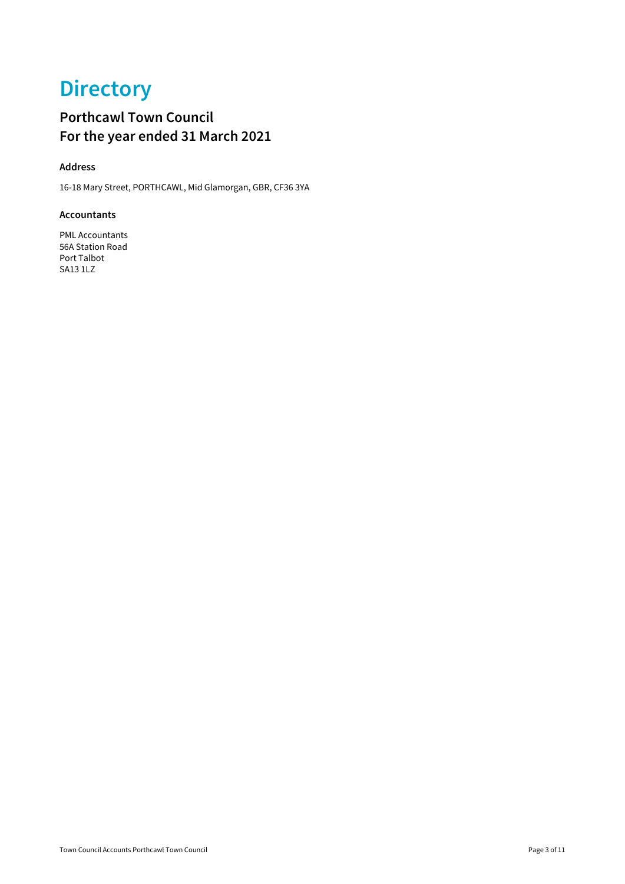# Directory

## Porthcawl Town Council
## For the year ended 31 March 2021

### Address

16-18 Mary Street, PORTHCAWL, Mid Glamorgan, GBR, CF36 3YA

### Accountants

PML Accountants
56A Station Road
Port Talbot
SA13 1LZ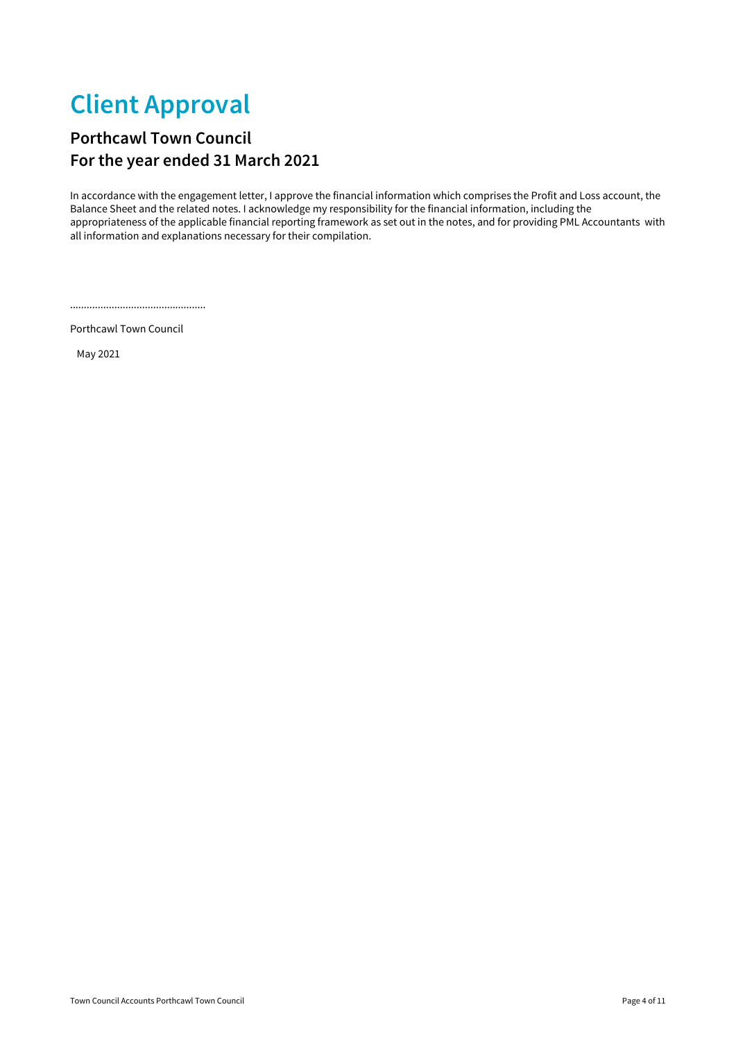# Client Approval

## Porthcawl Town Council
## For the year ended 31 March 2021

In accordance with the engagement letter, I approve the financial information which comprises the Profit and Loss account, the Balance Sheet and the related notes. I acknowledge my responsibility for the financial information, including the appropriateness of the applicable financial reporting framework as set out in the notes, and for providing PML Accountants with all information and explanations necessary for their compilation.

.................................................

Porthcawl Town Council

May 2021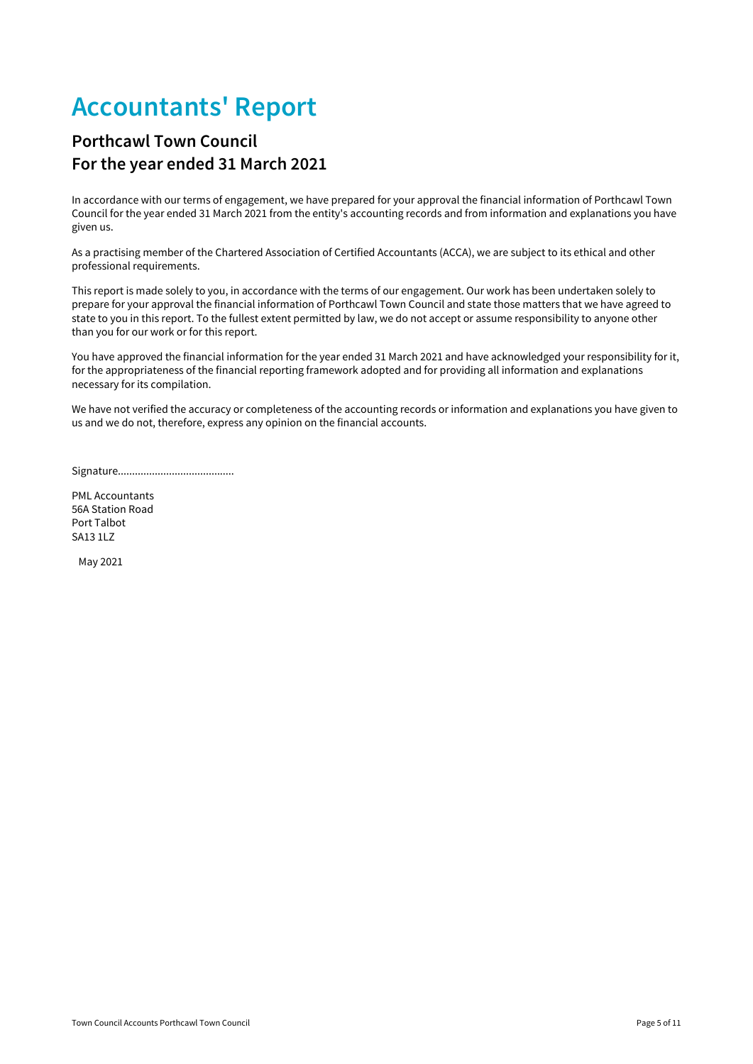# Accountants' Report

## Porthcawl Town Council
## For the year ended 31 March 2021

In accordance with our terms of engagement, we have prepared for your approval the financial information of Porthcawl Town Council for the year ended 31 March 2021 from the entity's accounting records and from information and explanations you have given us.

As a practising member of the Chartered Association of Certified Accountants (ACCA), we are subject to its ethical and other professional requirements.

This report is made solely to you, in accordance with the terms of our engagement. Our work has been undertaken solely to prepare for your approval the financial information of Porthcawl Town Council and state those matters that we have agreed to state to you in this report. To the fullest extent permitted by law, we do not accept or assume responsibility to anyone other than you for our work or for this report.

You have approved the financial information for the year ended 31 March 2021 and have acknowledged your responsibility for it, for the appropriateness of the financial reporting framework adopted and for providing all information and explanations necessary for its compilation.

We have not verified the accuracy or completeness of the accounting records or information and explanations you have given to us and we do not, therefore, express any opinion on the financial accounts.

Signature.........................................

PML Accountants
56A Station Road
Port Talbot
SA13 1LZ

May 2021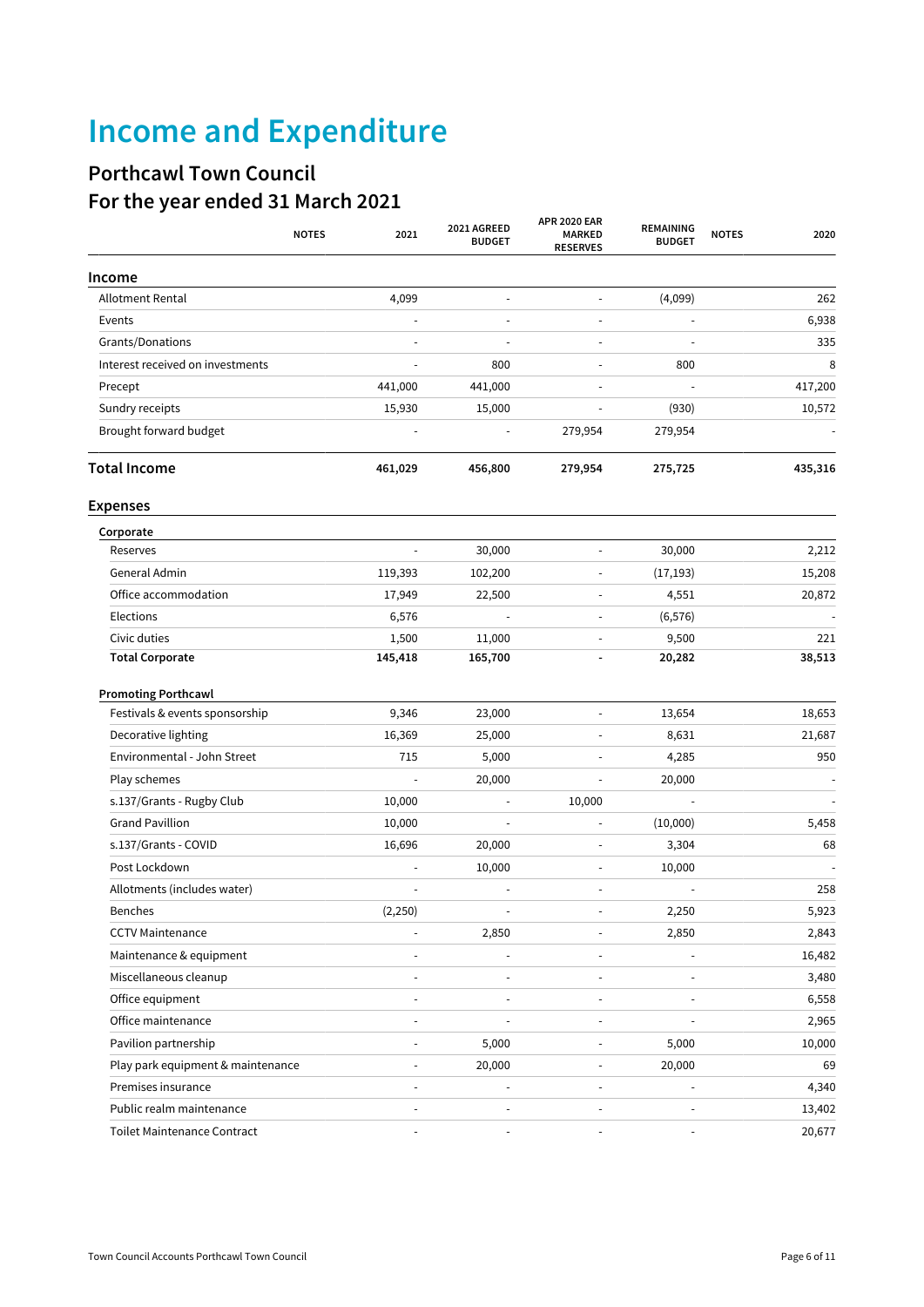# Income and Expenditure

## Porthcawl Town Council
## For the year ended 31 March 2021

| | NOTES | 2021 | 2021 AGREED BUDGET | APR 2020 EAR MARKED RESERVES | REMAINING BUDGET | NOTES | 2020 |
|---|---|---|---|---|---|---|---|
| **Income** | | | | | | | |
| Allotment Rental | | 4,099 | - | - | (4,099) | | 262 |
| Events | | - | - | - | - | | 6,938 |
| Grants/Donations | | - | - | - | - | | 335 |
| Interest received on investments | | - | 800 | - | 800 | | 8 |
| Precept | | 441,000 | 441,000 | - | - | | 417,200 |
| Sundry receipts | | 15,930 | 15,000 | - | (930) | | 10,572 |
| Brought forward budget | | - | - | 279,954 | 279,954 | | - |
| **Total Income** | | **461,029** | **456,800** | **279,954** | **275,725** | | **435,316** |
| **Expenses** | | | | | | | |
| **Corporate** | | | | | | | |
| Reserves | | - | 30,000 | - | 30,000 | | 2,212 |
| General Admin | | 119,393 | 102,200 | - | (17,193) | | 15,208 |
| Office accommodation | | 17,949 | 22,500 | - | 4,551 | | 20,872 |
| Elections | | 6,576 | - | - | (6,576) | | - |
| Civic duties | | 1,500 | 11,000 | - | 9,500 | | 221 |
| **Total Corporate** | | **145,418** | **165,700** | **-** | **20,282** | | **38,513** |
| **Promoting Porthcawl** | | | | | | | |
| Festivals & events sponsorship | | 9,346 | 23,000 | - | 13,654 | | 18,653 |
| Decorative lighting | | 16,369 | 25,000 | - | 8,631 | | 21,687 |
| Environmental - John Street | | 715 | 5,000 | - | 4,285 | | 950 |
| Play schemes | | - | 20,000 | - | 20,000 | | - |
| s.137/Grants - Rugby Club | | 10,000 | - | 10,000 | - | | - |
| Grand Pavillion | | 10,000 | - | - | (10,000) | | 5,458 |
| s.137/Grants - COVID | | 16,696 | 20,000 | - | 3,304 | | 68 |
| Post Lockdown | | - | 10,000 | - | 10,000 | | - |
| Allotments (includes water) | | - | - | - | - | | 258 |
| Benches | | (2,250) | - | - | 2,250 | | 5,923 |
| CCTV Maintenance | | - | 2,850 | - | 2,850 | | 2,843 |
| Maintenance & equipment | | - | - | - | - | | 16,482 |
| Miscellaneous cleanup | | - | - | - | - | | 3,480 |
| Office equipment | | - | - | - | - | | 6,558 |
| Office maintenance | | - | - | - | - | | 2,965 |
| Pavilion partnership | | - | 5,000 | - | 5,000 | | 10,000 |
| Play park equipment & maintenance | | - | 20,000 | - | 20,000 | | 69 |
| Premises insurance | | - | - | - | - | | 4,340 |
| Public realm maintenance | | - | - | - | - | | 13,402 |
| Toilet Maintenance Contract | | - | - | - | - | | 20,677 |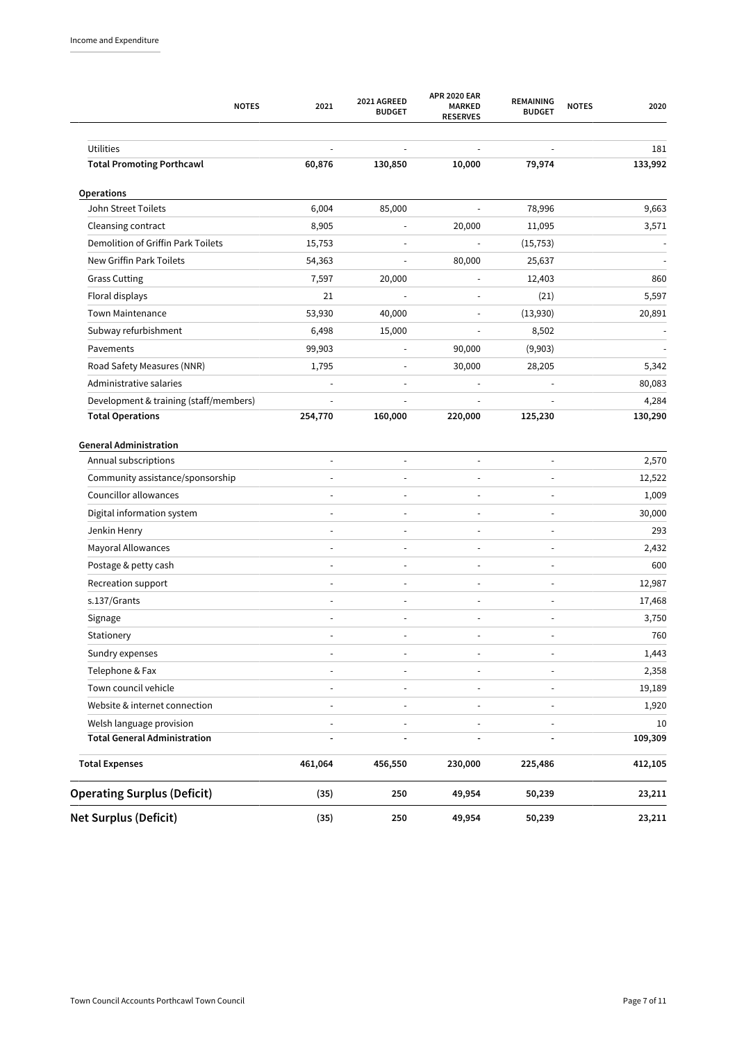| | NOTES | 2021 | 2021 AGREED BUDGET | APR 2020 EAR MARKED RESERVES | REMAINING BUDGET | NOTES | 2020 |
|---|---|---|---|---|---|---|---|
| Utilities | | - | - | - | - | | 181 |
| **Total Promoting Porthcawl** | | **60,876** | **130,850** | **10,000** | **79,974** | | **133,992** |
| **Operations** | | | | | | | |
| John Street Toilets | | 6,004 | 85,000 | - | 78,996 | | 9,663 |
| Cleansing contract | | 8,905 | - | 20,000 | 11,095 | | 3,571 |
| Demolition of Griffin Park Toilets | | 15,753 | - | - | (15,753) | | - |
| New Griffin Park Toilets | | 54,363 | - | 80,000 | 25,637 | | - |
| Grass Cutting | | 7,597 | 20,000 | - | 12,403 | | 860 |
| Floral displays | | 21 | - | - | (21) | | 5,597 |
| Town Maintenance | | 53,930 | 40,000 | - | (13,930) | | 20,891 |
| Subway refurbishment | | 6,498 | 15,000 | - | 8,502 | | - |
| Pavements | | 99,903 | - | 90,000 | (9,903) | | - |
| Road Safety Measures (NNR) | | 1,795 | - | 30,000 | 28,205 | | 5,342 |
| Administrative salaries | | - | - | - | - | | 80,083 |
| Development & training (staff/members) | | - | - | - | - | | 4,284 |
| **Total Operations** | | **254,770** | **160,000** | **220,000** | **125,230** | | **130,290** |
| **General Administration** | | | | | | | |
| Annual subscriptions | | - | - | - | - | | 2,570 |
| Community assistance/sponsorship | | - | - | - | - | | 12,522 |
| Councillor allowances | | - | - | - | - | | 1,009 |
| Digital information system | | - | - | - | - | | 30,000 |
| Jenkin Henry | | - | - | - | - | | 293 |
| Mayoral Allowances | | - | - | - | - | | 2,432 |
| Postage & petty cash | | - | - | - | - | | 600 |
| Recreation support | | - | - | - | - | | 12,987 |
| s.137/Grants | | - | - | - | - | | 17,468 |
| Signage | | - | - | - | - | | 3,750 |
| Stationery | | - | - | - | - | | 760 |
| Sundry expenses | | - | - | - | - | | 1,443 |
| Telephone & Fax | | - | - | - | - | | 2,358 |
| Town council vehicle | | - | - | - | - | | 19,189 |
| Website & internet connection | | - | - | - | - | | 1,920 |
| Welsh language provision | | - | - | - | - | | 10 |
| **Total General Administration** | | **-** | **-** | **-** | **-** | | **109,309** |
| **Total Expenses** | | **461,064** | **456,550** | **230,000** | **225,486** | | **412,105** |
| **Operating Surplus (Deficit)** | | **(35)** | **250** | **49,954** | **50,239** | | **23,211** |
| **Net Surplus (Deficit)** | | **(35)** | **250** | **49,954** | **50,239** | | **23,211** |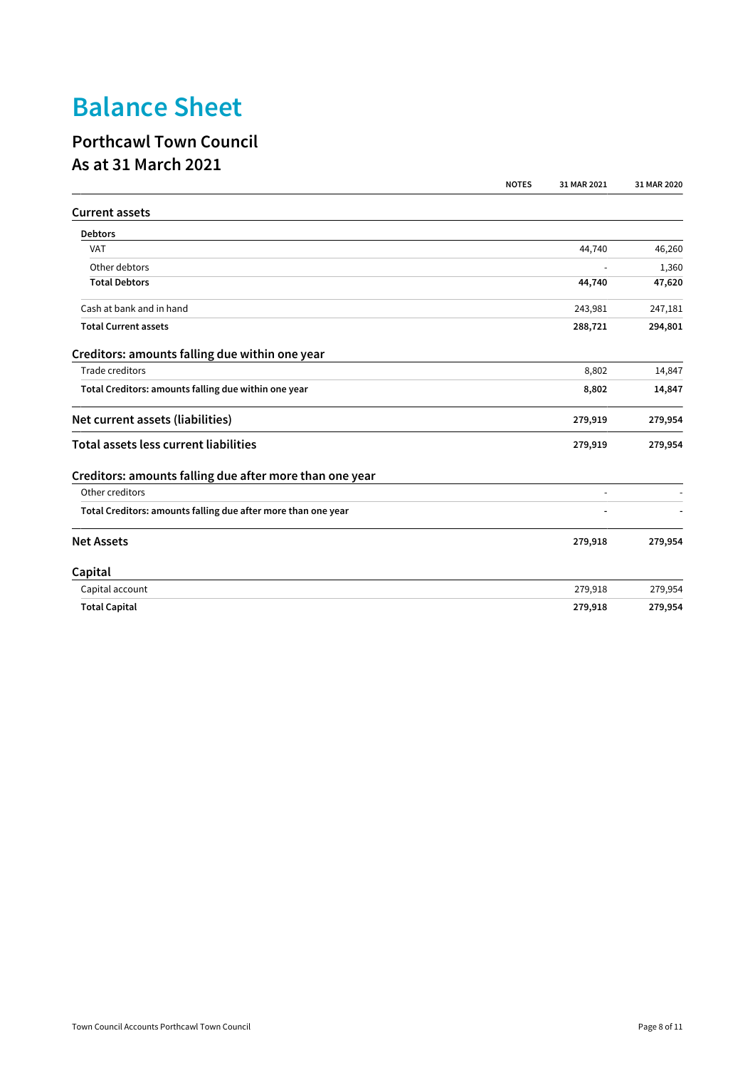# Balance Sheet

## Porthcawl Town Council
## As at 31 March 2021

| | NOTES | 31 MAR 2021 | 31 MAR 2020 |
|---|---|---|---|
| **Current assets** | | | |
| **Debtors** | | | |
| VAT | | 44,740 | 46,260 |
| Other debtors | | - | 1,360 |
| **Total Debtors** | | **44,740** | **47,620** |
| Cash at bank and in hand | | 243,981 | 247,181 |
| **Total Current assets** | | **288,721** | **294,801** |
| **Creditors: amounts falling due within one year** | | | |
| Trade creditors | | 8,802 | 14,847 |
| **Total Creditors: amounts falling due within one year** | | **8,802** | **14,847** |
| **Net current assets (liabilities)** | | **279,919** | **279,954** |
| **Total assets less current liabilities** | | **279,919** | **279,954** |
| **Creditors: amounts falling due after more than one year** | | | |
| Other creditors | | - | - |
| **Total Creditors: amounts falling due after more than one year** | | **-** | **-** |
| **Net Assets** | | **279,918** | **279,954** |
| **Capital** | | | |
| Capital account | | 279,918 | 279,954 |
| **Total Capital** | | **279,918** | **279,954** |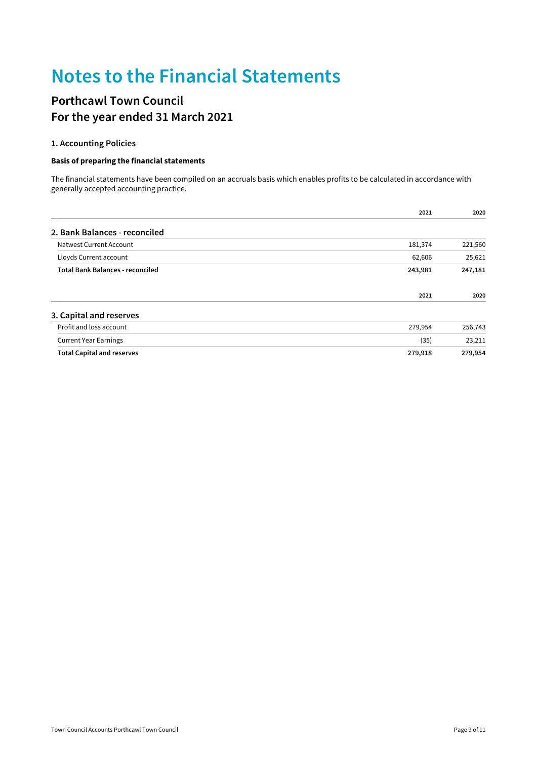# Notes to the Financial Statements

## Porthcawl Town Council
## For the year ended 31 March 2021

### 1. Accounting Policies

**Basis of preparing the financial statements**

The financial statements have been compiled on an accruals basis which enables profits to be calculated in accordance with generally accepted accounting practice.

| | 2021 | 2020 |
|---|---|---|
| **2. Bank Balances - reconciled** | | |
| Natwest Current Account | 181,374 | 221,560 |
| Lloyds Current account | 62,606 | 25,621 |
| **Total Bank Balances - reconciled** | **243,981** | **247,181** |

| | 2021 | 2020 |
|---|---|---|
| **3. Capital and reserves** | | |
| Profit and loss account | 279,954 | 256,743 |
| Current Year Earnings | (35) | 23,211 |
| **Total Capital and reserves** | **279,918** | **279,954** |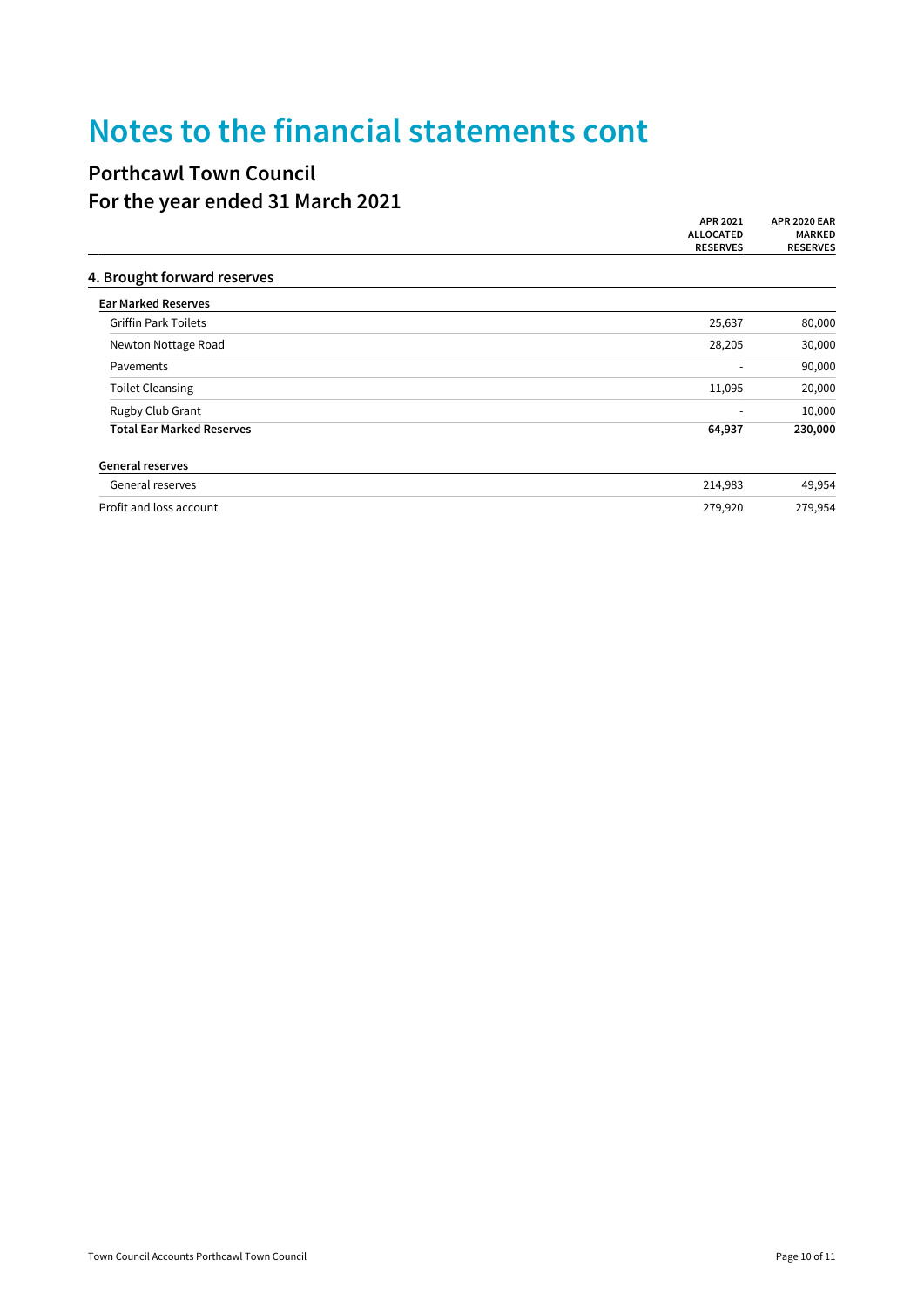# Notes to the financial statements cont

## Porthcawl Town Council
## For the year ended 31 March 2021

| | APR 2021 ALLOCATED RESERVES | APR 2020 EAR MARKED RESERVES |
|---|---|---|
| **4. Brought forward reserves** | | |
| **Ear Marked Reserves** | | |
| Griffin Park Toilets | 25,637 | 80,000 |
| Newton Nottage Road | 28,205 | 30,000 |
| Pavements | - | 90,000 |
| Toilet Cleansing | 11,095 | 20,000 |
| Rugby Club Grant | - | 10,000 |
| **Total Ear Marked Reserves** | **64,937** | **230,000** |
| **General reserves** | | |
| General reserves | 214,983 | 49,954 |
| Profit and loss account | 279,920 | 279,954 |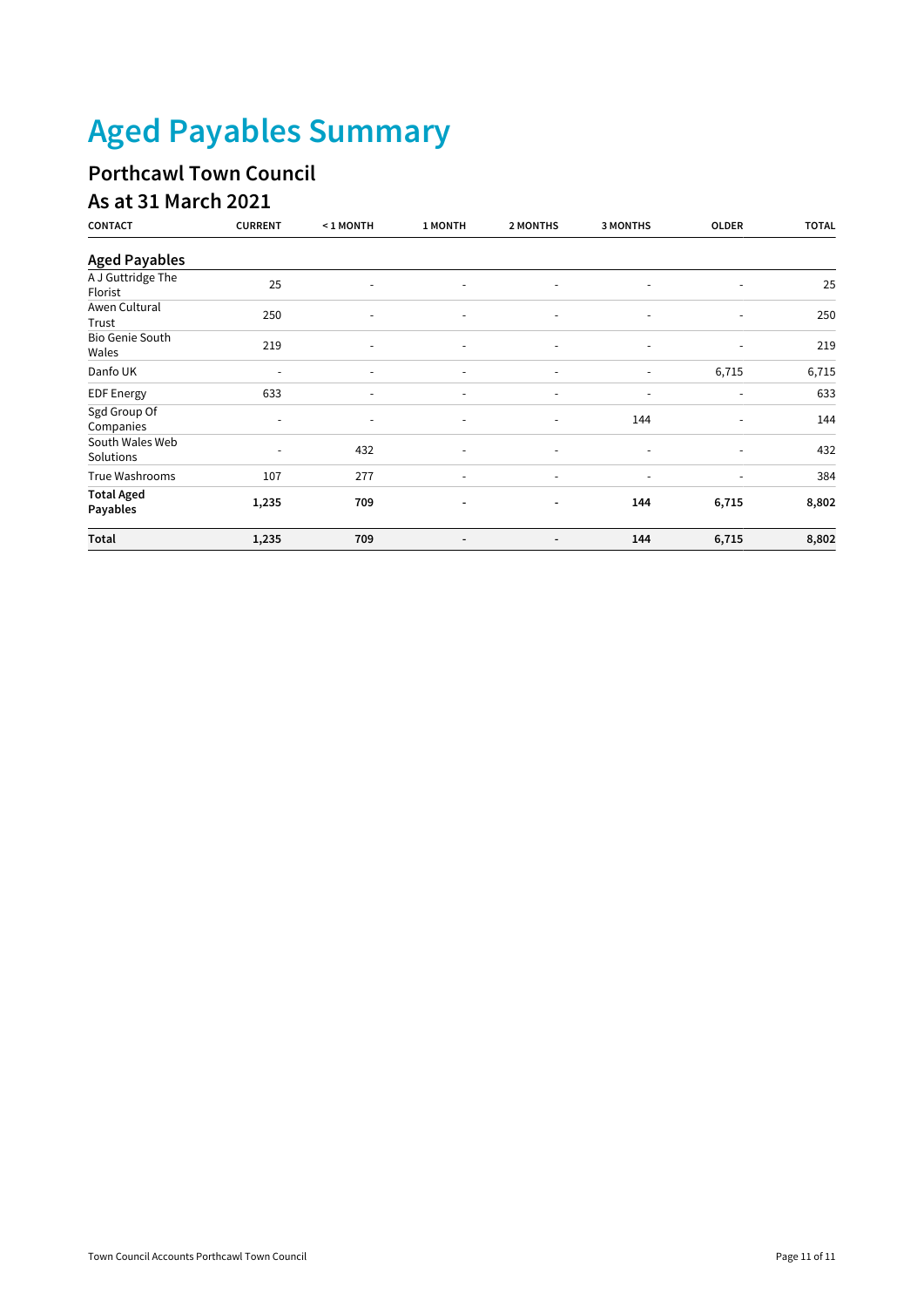# Aged Payables Summary

## Porthcawl Town Council

## As at 31 March 2021

| CONTACT | CURRENT | < 1 MONTH | 1 MONTH | 2 MONTHS | 3 MONTHS | OLDER | TOTAL |
|---|---|---|---|---|---|---|---|
| **Aged Payables** | | | | | | | |
| A J Guttridge The Florist | 25 | - | - | - | - | - | 25 |
| Awen Cultural Trust | 250 | - | - | - | - | - | 250 |
| Bio Genie South Wales | 219 | - | - | - | - | - | 219 |
| Danfo UK | - | - | - | - | - | 6,715 | 6,715 |
| EDF Energy | 633 | - | - | - | - | - | 633 |
| Sgd Group Of Companies | - | - | - | - | 144 | - | 144 |
| South Wales Web Solutions | - | 432 | - | - | - | - | 432 |
| True Washrooms | 107 | 277 | - | - | - | - | 384 |
| **Total Aged Payables** | **1,235** | **709** | **-** | **-** | **144** | **6,715** | **8,802** |
| **Total** | **1,235** | **709** | **-** | **-** | **144** | **6,715** | **8,802** |

Town Council Accounts Porthcawl Town Council